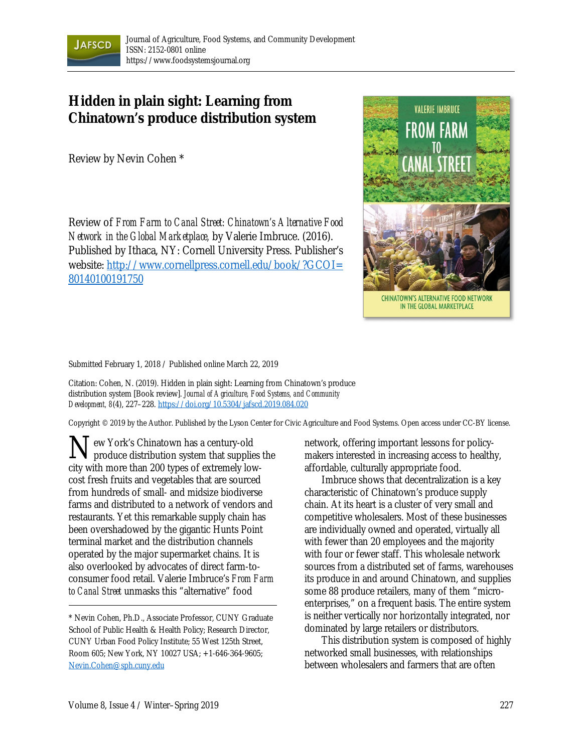# Hidden in plain sight: Learning from Chinatown's produce distribution system

Review by Nevin Cohen *

Review of *From Farm to Canal Street: Chinatown's Alternative Food Network in the Global Marketplace,* by Valerie Imbruce. (2016). Published by Ithaca, NY: Cornell University Press. Publisher's website: http://www.cornellpress.cornell.edu/book/?GCOI=80140100191750

Submitted February 1, 2018 / Published online March 22, 2019

Citation: Cohen, N. (2019). Hidden in plain sight: Learning from Chinatown's produce distribution system [Book review]. *Journal of Agriculture, Food Systems, and Community Development, 8*(4), 227–228. https://doi.org/10.5304/jafscd.2019.084.020

Copyright © 2019 by the Author. Published by the Lyson Center for Civic Agriculture and Food Systems. Open access under CC-BY license.

New York's Chinatown has a century-old produce distribution system that supplies the city with more than 200 types of extremely low-cost fresh fruits and vegetables that are sourced from hundreds of small- and midsize biodiverse farms and distributed to a network of vendors and restaurants. Yet this remarkable supply chain has been overshadowed by the gigantic Hunts Point terminal market and the distribution channels operated by the major supermarket chains. It is also overlooked by advocates of direct farm-to-consumer food retail. Valerie Imbruce's *From Farm to Canal Street* unmasks this "alternative" food network, offering important lessons for policy-makers interested in increasing access to healthy, affordable, culturally appropriate food.

Imbruce shows that decentralization is a key characteristic of Chinatown's produce supply chain. At its heart is a cluster of very small and competitive wholesalers. Most of these businesses are individually owned and operated, virtually all with fewer than 20 employees and the majority with four or fewer staff. This wholesale network sources from a distributed set of farms, warehouses its produce in and around Chinatown, and supplies some 88 produce retailers, many of them "micro-enterprises," on a frequent basis. The entire system is neither vertically nor horizontally integrated, nor dominated by large retailers or distributors.

This distribution system is composed of highly networked small businesses, with relationships between wholesalers and farmers that are often

\* Nevin Cohen, Ph.D., Associate Professor, CUNY Graduate School of Public Health & Health Policy; Research Director, CUNY Urban Food Policy Institute; 55 West 125th Street, Room 605; New York, NY 10027 USA; +1-646-364-9605; Nevin.Cohen@sph.cuny.edu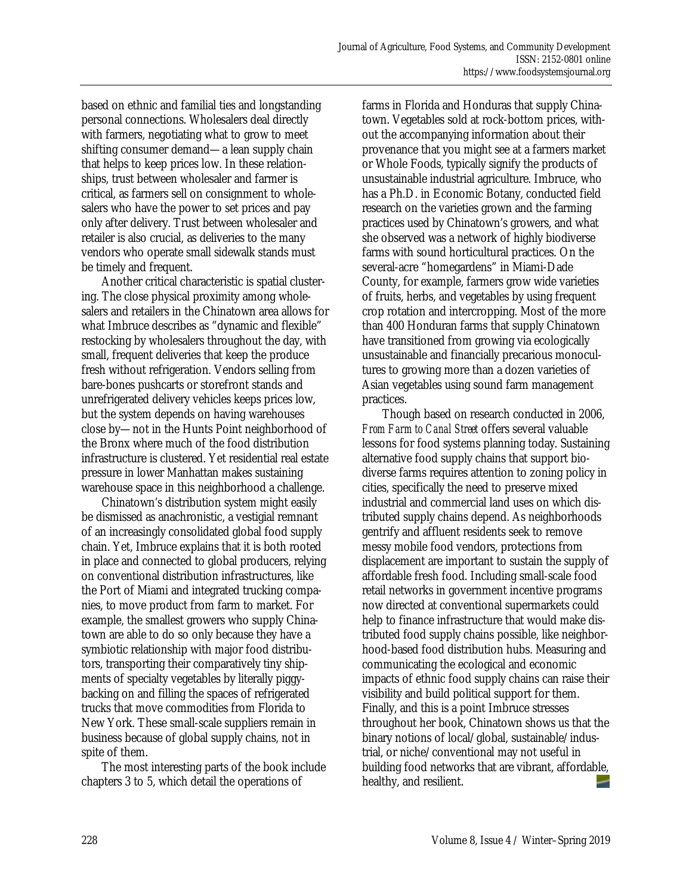based on ethnic and familial ties and longstanding personal connections. Wholesalers deal directly with farmers, negotiating what to grow to meet shifting consumer demand—a lean supply chain that helps to keep prices low. In these relationships, trust between wholesaler and farmer is critical, as farmers sell on consignment to wholesalers who have the power to set prices and pay only after delivery. Trust between wholesaler and retailer is also crucial, as deliveries to the many vendors who operate small sidewalk stands must be timely and frequent.

Another critical characteristic is spatial clustering. The close physical proximity among wholesalers and retailers in the Chinatown area allows for what Imbruce describes as "dynamic and flexible" restocking by wholesalers throughout the day, with small, frequent deliveries that keep the produce fresh without refrigeration. Vendors selling from bare-bones pushcarts or storefront stands and unrefrigerated delivery vehicles keeps prices low, but the system depends on having warehouses close by—not in the Hunts Point neighborhood of the Bronx where much of the food distribution infrastructure is clustered. Yet residential real estate pressure in lower Manhattan makes sustaining warehouse space in this neighborhood a challenge.

Chinatown's distribution system might easily be dismissed as anachronistic, a vestigial remnant of an increasingly consolidated global food supply chain. Yet, Imbruce explains that it is both rooted in place and connected to global producers, relying on conventional distribution infrastructures, like the Port of Miami and integrated trucking companies, to move product from farm to market. For example, the smallest growers who supply Chinatown are able to do so only because they have a symbiotic relationship with major food distributors, transporting their comparatively tiny shipments of specialty vegetables by literally piggybacking on and filling the spaces of refrigerated trucks that move commodities from Florida to New York. These small-scale suppliers remain in business because of global supply chains, not in spite of them.

The most interesting parts of the book include chapters 3 to 5, which detail the operations of farms in Florida and Honduras that supply Chinatown. Vegetables sold at rock-bottom prices, without the accompanying information about their provenance that you might see at a farmers market or Whole Foods, typically signify the products of unsustainable industrial agriculture. Imbruce, who has a Ph.D. in Economic Botany, conducted field research on the varieties grown and the farming practices used by Chinatown's growers, and what she observed was a network of highly biodiverse farms with sound horticultural practices. On the several-acre "homegardens" in Miami-Dade County, for example, farmers grow wide varieties of fruits, herbs, and vegetables by using frequent crop rotation and intercropping. Most of the more than 400 Honduran farms that supply Chinatown have transitioned from growing via ecologically unsustainable and financially precarious monocultures to growing more than a dozen varieties of Asian vegetables using sound farm management practices.

Though based on research conducted in 2006, *From Farm to Canal Street* offers several valuable lessons for food systems planning today. Sustaining alternative food supply chains that support biodiverse farms requires attention to zoning policy in cities, specifically the need to preserve mixed industrial and commercial land uses on which distributed supply chains depend. As neighborhoods gentrify and affluent residents seek to remove messy mobile food vendors, protections from displacement are important to sustain the supply of affordable fresh food. Including small-scale food retail networks in government incentive programs now directed at conventional supermarkets could help to finance infrastructure that would make distributed food supply chains possible, like neighborhood-based food distribution hubs. Measuring and communicating the ecological and economic impacts of ethnic food supply chains can raise their visibility and build political support for them. Finally, and this is a point Imbruce stresses throughout her book, Chinatown shows us that the binary notions of local/global, sustainable/industrial, or niche/conventional may not useful in building food networks that are vibrant, affordable, healthy, and resilient.